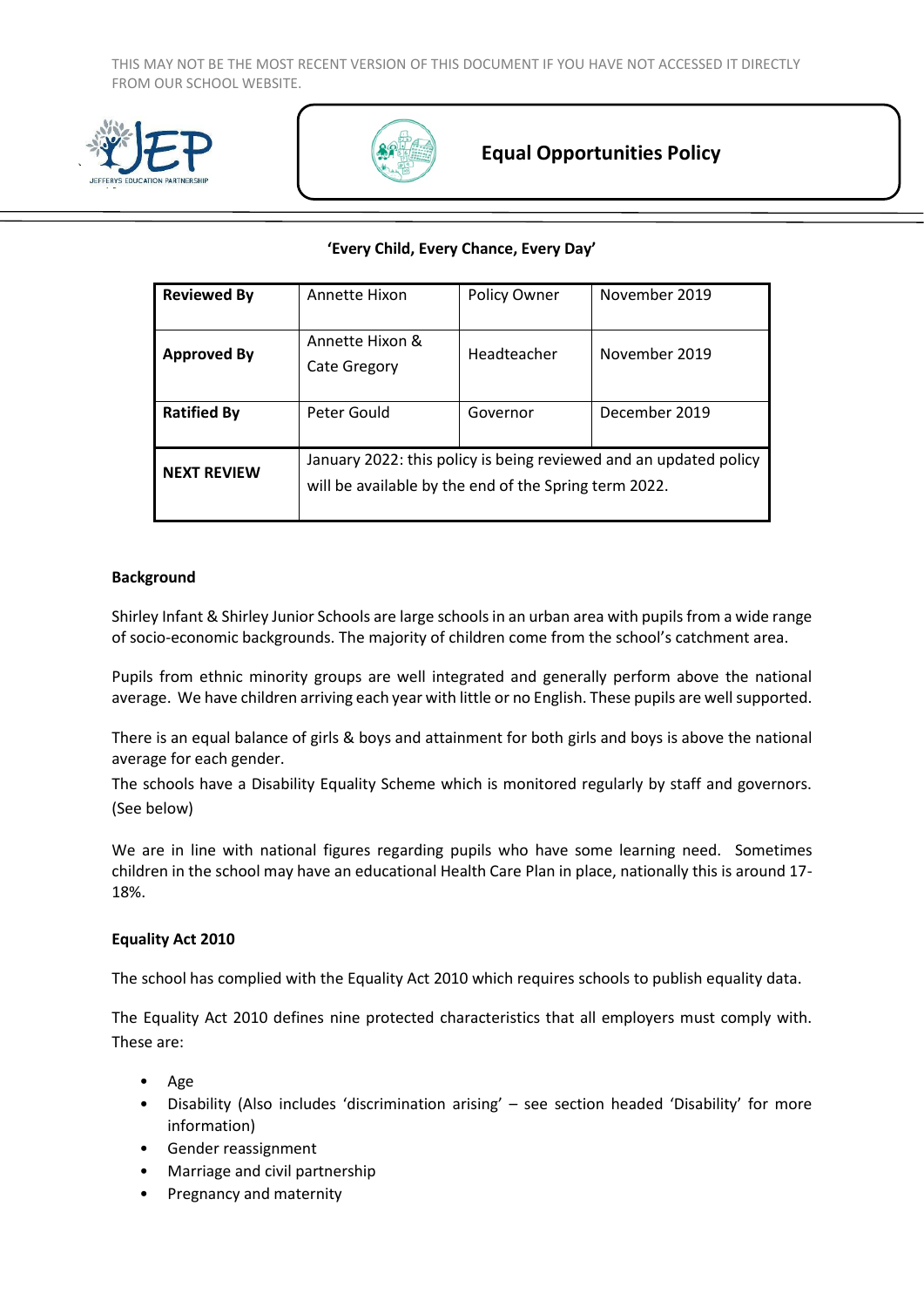THIS MAY NOT BE THE MOST RECENT VERSION OF THIS DOCUMENT IF YOU HAVE NOT ACCESSED IT DIRECTLY FROM OUR SCHOOL WEBSITE.

# Equal Opportunities Policy

**'Every Child, Every Chance, Every Day'**

| **Reviewed By** | Annette Hixon | Policy Owner | November 2019 |
|---|---|---|---|
| **Approved By** | Annette Hixon & Cate Gregory | Headteacher | November 2019 |
| **Ratified By** | Peter Gould | Governor | December 2019 |
| **NEXT REVIEW** | January 2022: this policy is being reviewed and an updated policy will be available by the end of the Spring term 2022. | | |

**Background**

Shirley Infant & Shirley Junior Schools are large schools in an urban area with pupils from a wide range of socio-economic backgrounds. The majority of children come from the school's catchment area.

Pupils from ethnic minority groups are well integrated and generally perform above the national average. We have children arriving each year with little or no English. These pupils are well supported.

There is an equal balance of girls & boys and attainment for both girls and boys is above the national average for each gender.
The schools have a Disability Equality Scheme which is monitored regularly by staff and governors. (See below)

We are in line with national figures regarding pupils who have some learning need. Sometimes children in the school may have an educational Health Care Plan in place, nationally this is around 17-18%.

**Equality Act 2010**

The school has complied with the Equality Act 2010 which requires schools to publish equality data.

The Equality Act 2010 defines nine protected characteristics that all employers must comply with. These are:

- Age
- Disability (Also includes 'discrimination arising' – see section headed 'Disability' for more information)
- Gender reassignment
- Marriage and civil partnership
- Pregnancy and maternity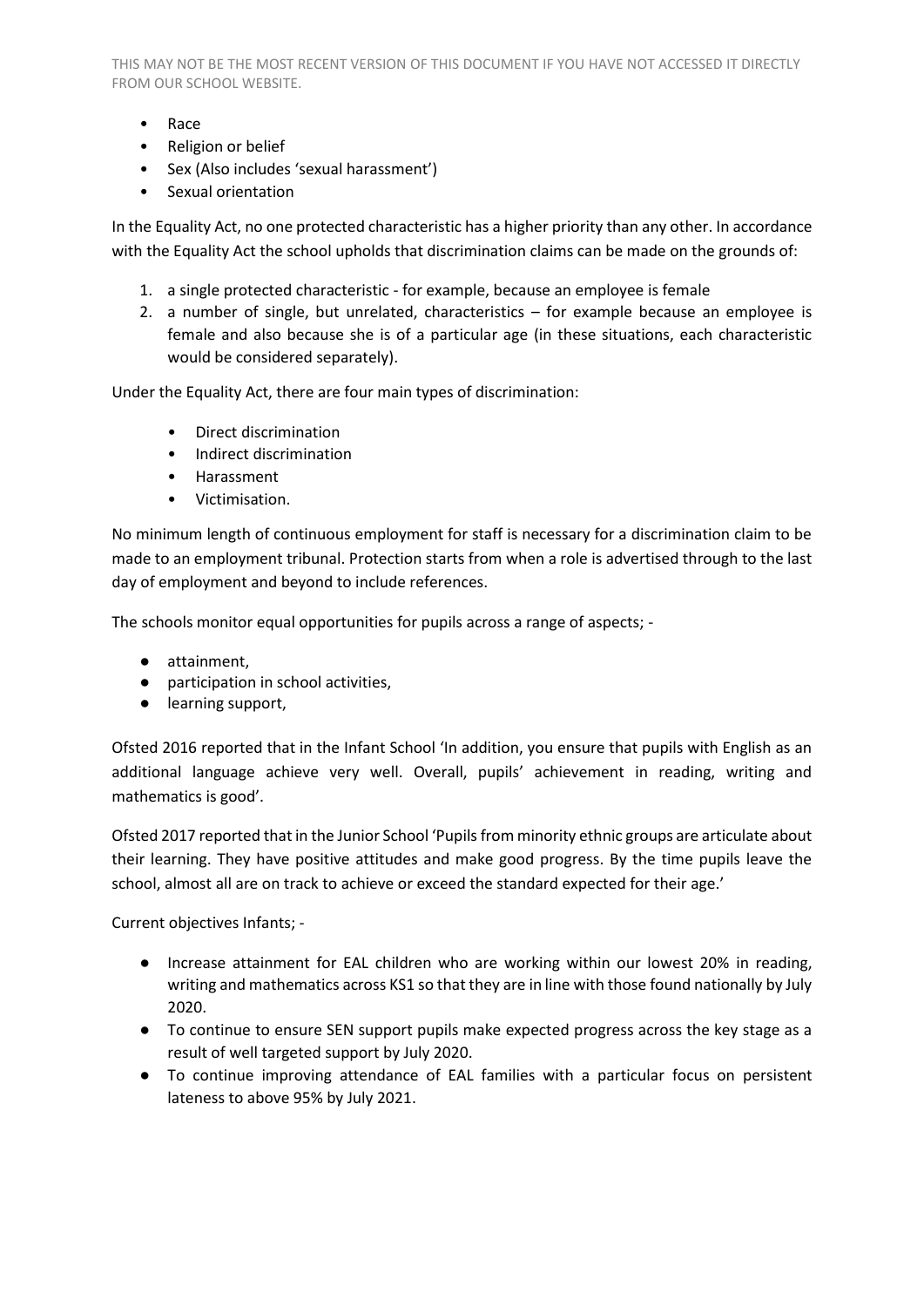- Race
- Religion or belief
- Sex (Also includes 'sexual harassment')
- Sexual orientation

In the Equality Act, no one protected characteristic has a higher priority than any other. In accordance with the Equality Act the school upholds that discrimination claims can be made on the grounds of:

1. a single protected characteristic - for example, because an employee is female
2. a number of single, but unrelated, characteristics – for example because an employee is female and also because she is of a particular age (in these situations, each characteristic would be considered separately).

Under the Equality Act, there are four main types of discrimination:

- Direct discrimination
- Indirect discrimination
- Harassment
- Victimisation.

No minimum length of continuous employment for staff is necessary for a discrimination claim to be made to an employment tribunal. Protection starts from when a role is advertised through to the last day of employment and beyond to include references.

The schools monitor equal opportunities for pupils across a range of aspects; -

- attainment,
- participation in school activities,
- learning support,

Ofsted 2016 reported that in the Infant School 'In addition, you ensure that pupils with English as an additional language achieve very well. Overall, pupils' achievement in reading, writing and mathematics is good'.

Ofsted 2017 reported that in the Junior School 'Pupils from minority ethnic groups are articulate about their learning. They have positive attitudes and make good progress. By the time pupils leave the school, almost all are on track to achieve or exceed the standard expected for their age.'

Current objectives Infants; -

- Increase attainment for EAL children who are working within our lowest 20% in reading, writing and mathematics across KS1 so that they are in line with those found nationally by July 2020.
- To continue to ensure SEN support pupils make expected progress across the key stage as a result of well targeted support by July 2020.
- To continue improving attendance of EAL families with a particular focus on persistent lateness to above 95% by July 2021.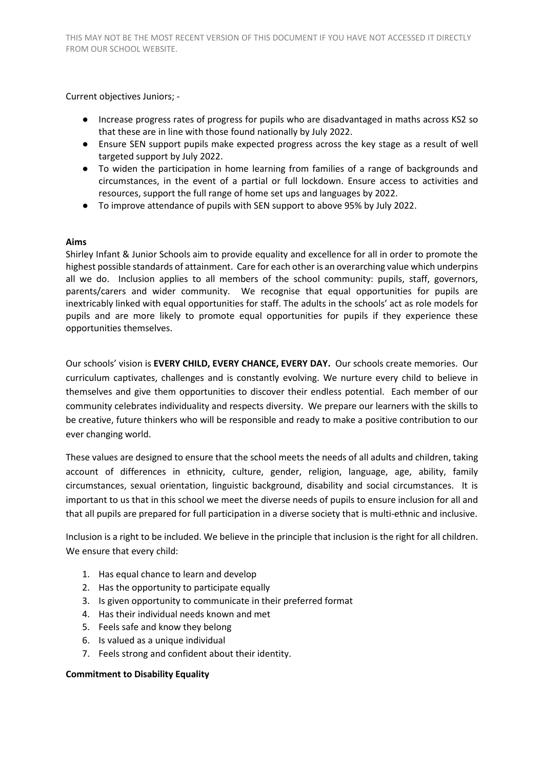Current objectives Juniors; -

- Increase progress rates of progress for pupils who are disadvantaged in maths across KS2 so that these are in line with those found nationally by July 2022.
- Ensure SEN support pupils make expected progress across the key stage as a result of well targeted support by July 2022.
- To widen the participation in home learning from families of a range of backgrounds and circumstances, in the event of a partial or full lockdown. Ensure access to activities and resources, support the full range of home set ups and languages by 2022.
- To improve attendance of pupils with SEN support to above 95% by July 2022.

**Aims**

Shirley Infant & Junior Schools aim to provide equality and excellence for all in order to promote the highest possible standards of attainment. Care for each other is an overarching value which underpins all we do. Inclusion applies to all members of the school community: pupils, staff, governors, parents/carers and wider community. We recognise that equal opportunities for pupils are inextricably linked with equal opportunities for staff. The adults in the schools' act as role models for pupils and are more likely to promote equal opportunities for pupils if they experience these opportunities themselves.

Our schools' vision is **EVERY CHILD, EVERY CHANCE, EVERY DAY.** Our schools create memories. Our curriculum captivates, challenges and is constantly evolving. We nurture every child to believe in themselves and give them opportunities to discover their endless potential. Each member of our community celebrates individuality and respects diversity. We prepare our learners with the skills to be creative, future thinkers who will be responsible and ready to make a positive contribution to our ever changing world.

These values are designed to ensure that the school meets the needs of all adults and children, taking account of differences in ethnicity, culture, gender, religion, language, age, ability, family circumstances, sexual orientation, linguistic background, disability and social circumstances. It is important to us that in this school we meet the diverse needs of pupils to ensure inclusion for all and that all pupils are prepared for full participation in a diverse society that is multi-ethnic and inclusive.

Inclusion is a right to be included. We believe in the principle that inclusion is the right for all children. We ensure that every child:

1. Has equal chance to learn and develop
2. Has the opportunity to participate equally
3. Is given opportunity to communicate in their preferred format
4. Has their individual needs known and met
5. Feels safe and know they belong
6. Is valued as a unique individual
7. Feels strong and confident about their identity.

**Commitment to Disability Equality**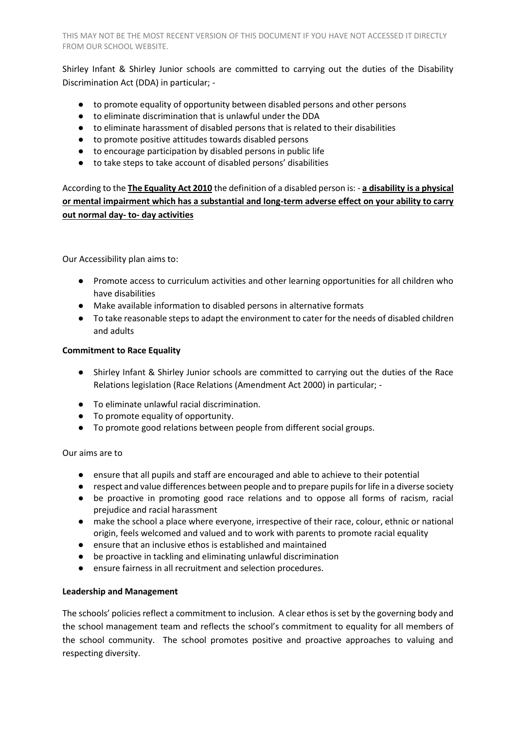Shirley Infant & Shirley Junior schools are committed to carrying out the duties of the Disability Discrimination Act (DDA) in particular; -

- to promote equality of opportunity between disabled persons and other persons
- to eliminate discrimination that is unlawful under the DDA
- to eliminate harassment of disabled persons that is related to their disabilities
- to promote positive attitudes towards disabled persons
- to encourage participation by disabled persons in public life
- to take steps to take account of disabled persons' disabilities

According to the **<u>The Equality Act 2010</u>** the definition of a disabled person is: - **<u>a disability is a physical or mental impairment which has a substantial and long-term adverse effect on your ability to carry out normal day- to- day activities</u>**

Our Accessibility plan aims to:

- Promote access to curriculum activities and other learning opportunities for all children who have disabilities
- Make available information to disabled persons in alternative formats
- To take reasonable steps to adapt the environment to cater for the needs of disabled children and adults

**Commitment to Race Equality**

- Shirley Infant & Shirley Junior schools are committed to carrying out the duties of the Race Relations legislation (Race Relations (Amendment Act 2000) in particular; -
- To eliminate unlawful racial discrimination.
- To promote equality of opportunity.
- To promote good relations between people from different social groups.

Our aims are to

- ensure that all pupils and staff are encouraged and able to achieve to their potential
- respect and value differences between people and to prepare pupils for life in a diverse society
- be proactive in promoting good race relations and to oppose all forms of racism, racial prejudice and racial harassment
- make the school a place where everyone, irrespective of their race, colour, ethnic or national origin, feels welcomed and valued and to work with parents to promote racial equality
- ensure that an inclusive ethos is established and maintained
- be proactive in tackling and eliminating unlawful discrimination
- ensure fairness in all recruitment and selection procedures.

**Leadership and Management**

The schools' policies reflect a commitment to inclusion. A clear ethos is set by the governing body and the school management team and reflects the school's commitment to equality for all members of the school community. The school promotes positive and proactive approaches to valuing and respecting diversity.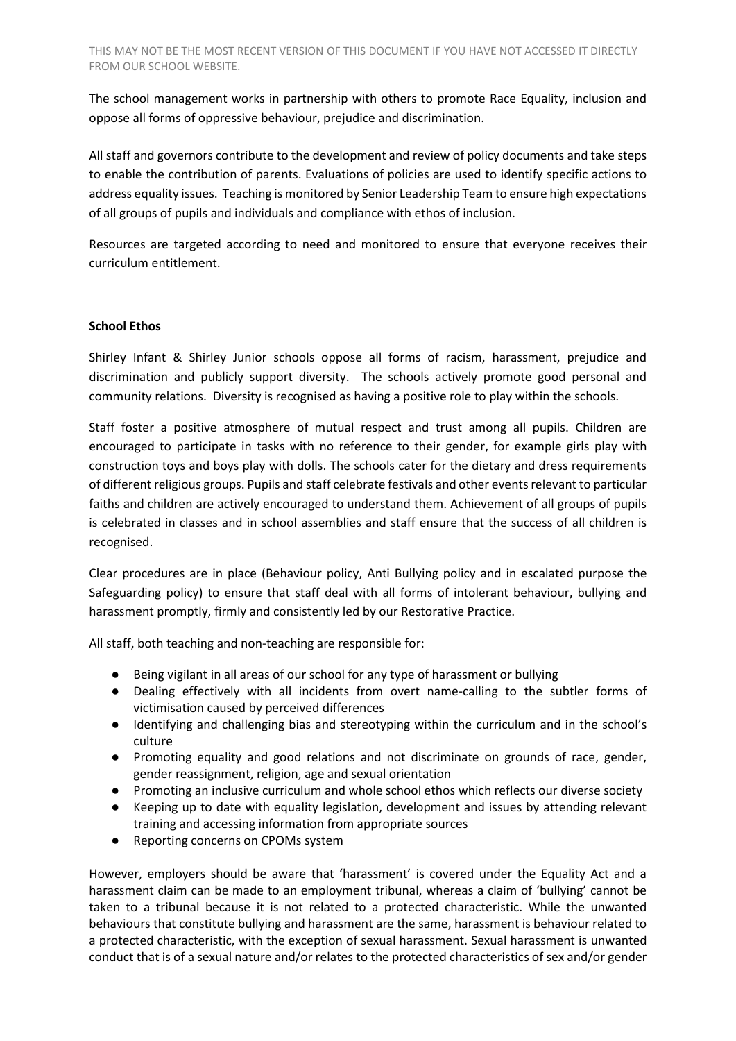The school management works in partnership with others to promote Race Equality, inclusion and oppose all forms of oppressive behaviour, prejudice and discrimination.

All staff and governors contribute to the development and review of policy documents and take steps to enable the contribution of parents. Evaluations of policies are used to identify specific actions to address equality issues. Teaching is monitored by Senior Leadership Team to ensure high expectations of all groups of pupils and individuals and compliance with ethos of inclusion.

Resources are targeted according to need and monitored to ensure that everyone receives their curriculum entitlement.

**School Ethos**

Shirley Infant & Shirley Junior schools oppose all forms of racism, harassment, prejudice and discrimination and publicly support diversity. The schools actively promote good personal and community relations. Diversity is recognised as having a positive role to play within the schools.

Staff foster a positive atmosphere of mutual respect and trust among all pupils. Children are encouraged to participate in tasks with no reference to their gender, for example girls play with construction toys and boys play with dolls. The schools cater for the dietary and dress requirements of different religious groups. Pupils and staff celebrate festivals and other events relevant to particular faiths and children are actively encouraged to understand them. Achievement of all groups of pupils is celebrated in classes and in school assemblies and staff ensure that the success of all children is recognised.

Clear procedures are in place (Behaviour policy, Anti Bullying policy and in escalated purpose the Safeguarding policy) to ensure that staff deal with all forms of intolerant behaviour, bullying and harassment promptly, firmly and consistently led by our Restorative Practice.

All staff, both teaching and non-teaching are responsible for:

- Being vigilant in all areas of our school for any type of harassment or bullying
- Dealing effectively with all incidents from overt name-calling to the subtler forms of victimisation caused by perceived differences
- Identifying and challenging bias and stereotyping within the curriculum and in the school's culture
- Promoting equality and good relations and not discriminate on grounds of race, gender, gender reassignment, religion, age and sexual orientation
- Promoting an inclusive curriculum and whole school ethos which reflects our diverse society
- Keeping up to date with equality legislation, development and issues by attending relevant training and accessing information from appropriate sources
- Reporting concerns on CPOMs system

However, employers should be aware that 'harassment' is covered under the Equality Act and a harassment claim can be made to an employment tribunal, whereas a claim of 'bullying' cannot be taken to a tribunal because it is not related to a protected characteristic. While the unwanted behaviours that constitute bullying and harassment are the same, harassment is behaviour related to a protected characteristic, with the exception of sexual harassment. Sexual harassment is unwanted conduct that is of a sexual nature and/or relates to the protected characteristics of sex and/or gender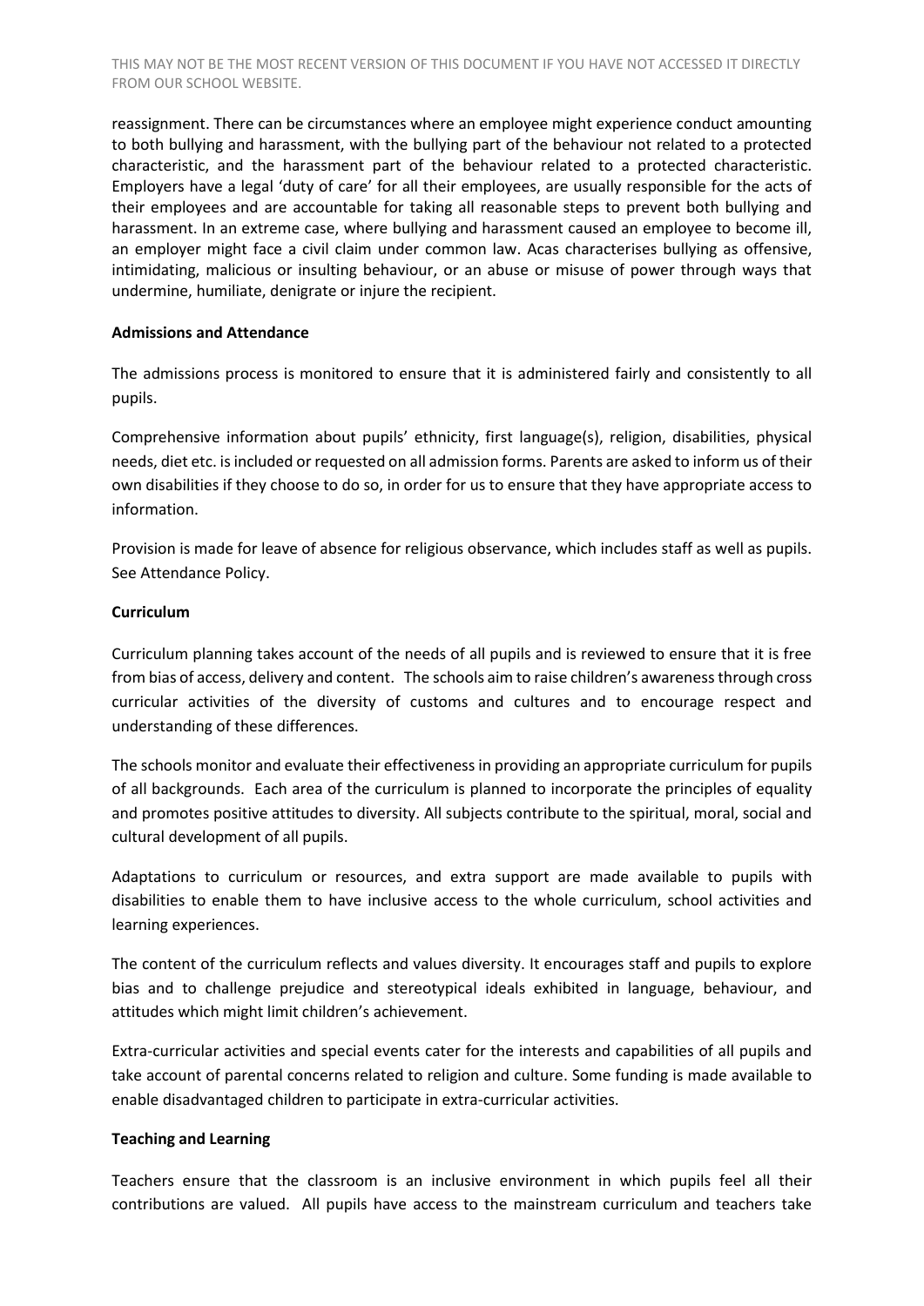reassignment. There can be circumstances where an employee might experience conduct amounting to both bullying and harassment, with the bullying part of the behaviour not related to a protected characteristic, and the harassment part of the behaviour related to a protected characteristic. Employers have a legal 'duty of care' for all their employees, are usually responsible for the acts of their employees and are accountable for taking all reasonable steps to prevent both bullying and harassment. In an extreme case, where bullying and harassment caused an employee to become ill, an employer might face a civil claim under common law. Acas characterises bullying as offensive, intimidating, malicious or insulting behaviour, or an abuse or misuse of power through ways that undermine, humiliate, denigrate or injure the recipient.

**Admissions and Attendance**

The admissions process is monitored to ensure that it is administered fairly and consistently to all pupils.

Comprehensive information about pupils' ethnicity, first language(s), religion, disabilities, physical needs, diet etc. is included or requested on all admission forms. Parents are asked to inform us of their own disabilities if they choose to do so, in order for us to ensure that they have appropriate access to information.

Provision is made for leave of absence for religious observance, which includes staff as well as pupils. See Attendance Policy.

**Curriculum**

Curriculum planning takes account of the needs of all pupils and is reviewed to ensure that it is free from bias of access, delivery and content. The schools aim to raise children's awareness through cross curricular activities of the diversity of customs and cultures and to encourage respect and understanding of these differences.

The schools monitor and evaluate their effectiveness in providing an appropriate curriculum for pupils of all backgrounds. Each area of the curriculum is planned to incorporate the principles of equality and promotes positive attitudes to diversity. All subjects contribute to the spiritual, moral, social and cultural development of all pupils.

Adaptations to curriculum or resources, and extra support are made available to pupils with disabilities to enable them to have inclusive access to the whole curriculum, school activities and learning experiences.

The content of the curriculum reflects and values diversity. It encourages staff and pupils to explore bias and to challenge prejudice and stereotypical ideals exhibited in language, behaviour, and attitudes which might limit children's achievement.

Extra-curricular activities and special events cater for the interests and capabilities of all pupils and take account of parental concerns related to religion and culture. Some funding is made available to enable disadvantaged children to participate in extra-curricular activities.

**Teaching and Learning**

Teachers ensure that the classroom is an inclusive environment in which pupils feel all their contributions are valued. All pupils have access to the mainstream curriculum and teachers take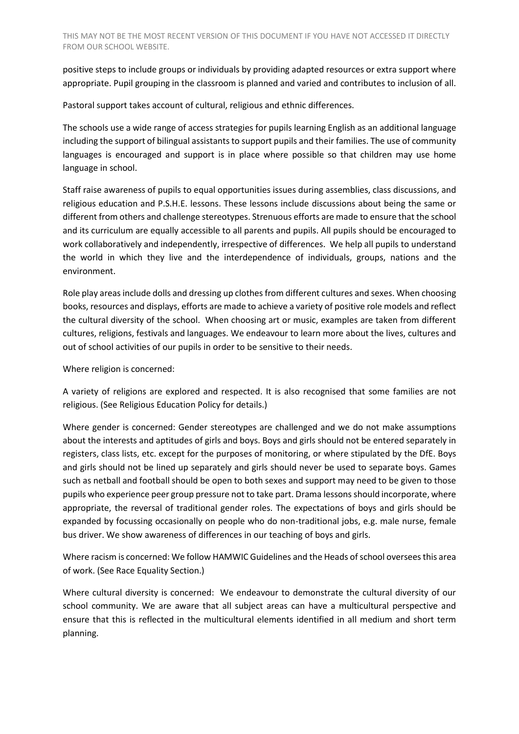positive steps to include groups or individuals by providing adapted resources or extra support where appropriate. Pupil grouping in the classroom is planned and varied and contributes to inclusion of all.

Pastoral support takes account of cultural, religious and ethnic differences.

The schools use a wide range of access strategies for pupils learning English as an additional language including the support of bilingual assistants to support pupils and their families. The use of community languages is encouraged and support is in place where possible so that children may use home language in school.

Staff raise awareness of pupils to equal opportunities issues during assemblies, class discussions, and religious education and P.S.H.E. lessons. These lessons include discussions about being the same or different from others and challenge stereotypes. Strenuous efforts are made to ensure that the school and its curriculum are equally accessible to all parents and pupils. All pupils should be encouraged to work collaboratively and independently, irrespective of differences. We help all pupils to understand the world in which they live and the interdependence of individuals, groups, nations and the environment.

Role play areas include dolls and dressing up clothes from different cultures and sexes. When choosing books, resources and displays, efforts are made to achieve a variety of positive role models and reflect the cultural diversity of the school. When choosing art or music, examples are taken from different cultures, religions, festivals and languages. We endeavour to learn more about the lives, cultures and out of school activities of our pupils in order to be sensitive to their needs.

Where religion is concerned:

A variety of religions are explored and respected. It is also recognised that some families are not religious. (See Religious Education Policy for details.)

Where gender is concerned: Gender stereotypes are challenged and we do not make assumptions about the interests and aptitudes of girls and boys. Boys and girls should not be entered separately in registers, class lists, etc. except for the purposes of monitoring, or where stipulated by the DfE. Boys and girls should not be lined up separately and girls should never be used to separate boys. Games such as netball and football should be open to both sexes and support may need to be given to those pupils who experience peer group pressure not to take part. Drama lessons should incorporate, where appropriate, the reversal of traditional gender roles. The expectations of boys and girls should be expanded by focussing occasionally on people who do non-traditional jobs, e.g. male nurse, female bus driver. We show awareness of differences in our teaching of boys and girls.

Where racism is concerned: We follow HAMWIC Guidelines and the Heads of school oversees this area of work. (See Race Equality Section.)

Where cultural diversity is concerned: We endeavour to demonstrate the cultural diversity of our school community. We are aware that all subject areas can have a multicultural perspective and ensure that this is reflected in the multicultural elements identified in all medium and short term planning.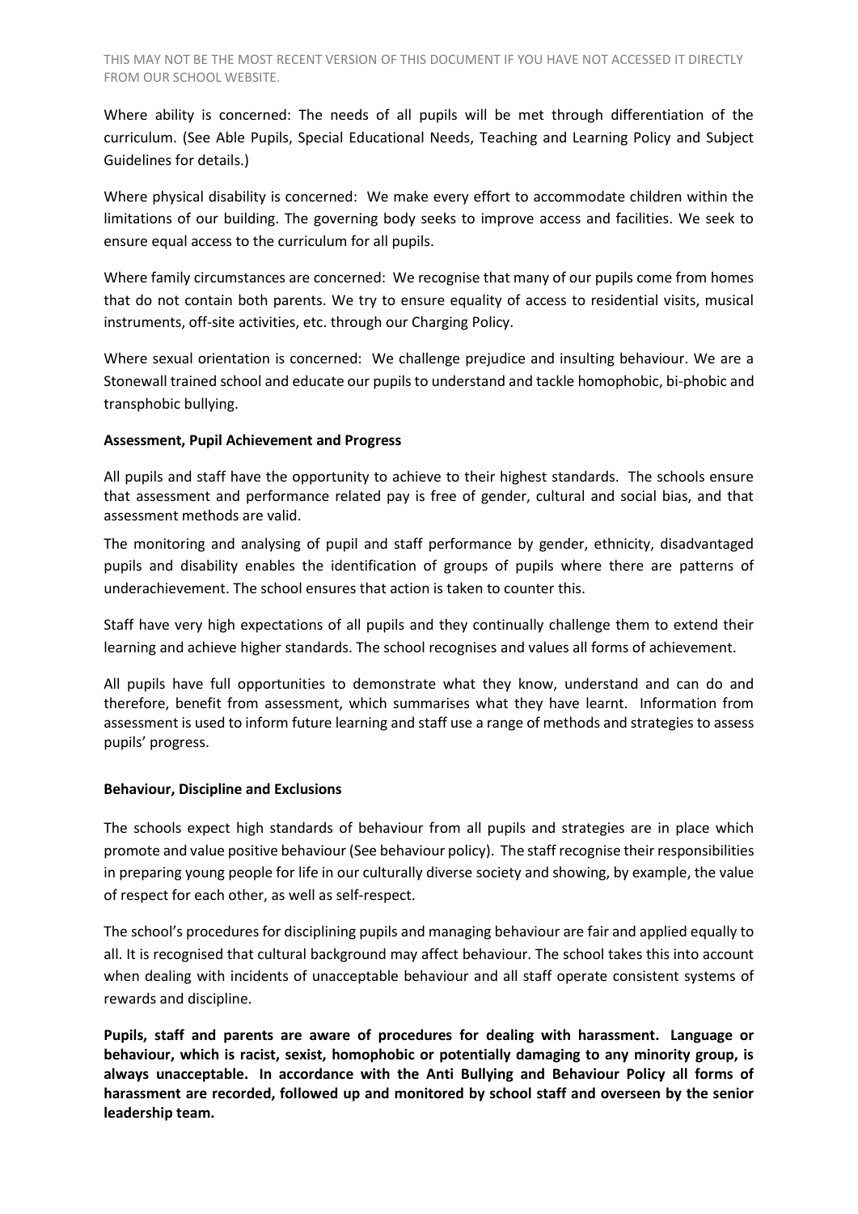Where ability is concerned: The needs of all pupils will be met through differentiation of the curriculum. (See Able Pupils, Special Educational Needs, Teaching and Learning Policy and Subject Guidelines for details.)

Where physical disability is concerned: We make every effort to accommodate children within the limitations of our building. The governing body seeks to improve access and facilities. We seek to ensure equal access to the curriculum for all pupils.

Where family circumstances are concerned: We recognise that many of our pupils come from homes that do not contain both parents. We try to ensure equality of access to residential visits, musical instruments, off-site activities, etc. through our Charging Policy.

Where sexual orientation is concerned: We challenge prejudice and insulting behaviour. We are a Stonewall trained school and educate our pupils to understand and tackle homophobic, bi-phobic and transphobic bullying.

**Assessment, Pupil Achievement and Progress**

All pupils and staff have the opportunity to achieve to their highest standards. The schools ensure that assessment and performance related pay is free of gender, cultural and social bias, and that assessment methods are valid.

The monitoring and analysing of pupil and staff performance by gender, ethnicity, disadvantaged pupils and disability enables the identification of groups of pupils where there are patterns of underachievement. The school ensures that action is taken to counter this.

Staff have very high expectations of all pupils and they continually challenge them to extend their learning and achieve higher standards. The school recognises and values all forms of achievement.

All pupils have full opportunities to demonstrate what they know, understand and can do and therefore, benefit from assessment, which summarises what they have learnt. Information from assessment is used to inform future learning and staff use a range of methods and strategies to assess pupils' progress.

**Behaviour, Discipline and Exclusions**

The schools expect high standards of behaviour from all pupils and strategies are in place which promote and value positive behaviour (See behaviour policy). The staff recognise their responsibilities in preparing young people for life in our culturally diverse society and showing, by example, the value of respect for each other, as well as self-respect.

The school's procedures for disciplining pupils and managing behaviour are fair and applied equally to all. It is recognised that cultural background may affect behaviour. The school takes this into account when dealing with incidents of unacceptable behaviour and all staff operate consistent systems of rewards and discipline.

**Pupils, staff and parents are aware of procedures for dealing with harassment. Language or behaviour, which is racist, sexist, homophobic or potentially damaging to any minority group, is always unacceptable. In accordance with the Anti Bullying and Behaviour Policy all forms of harassment are recorded, followed up and monitored by school staff and overseen by the senior leadership team.**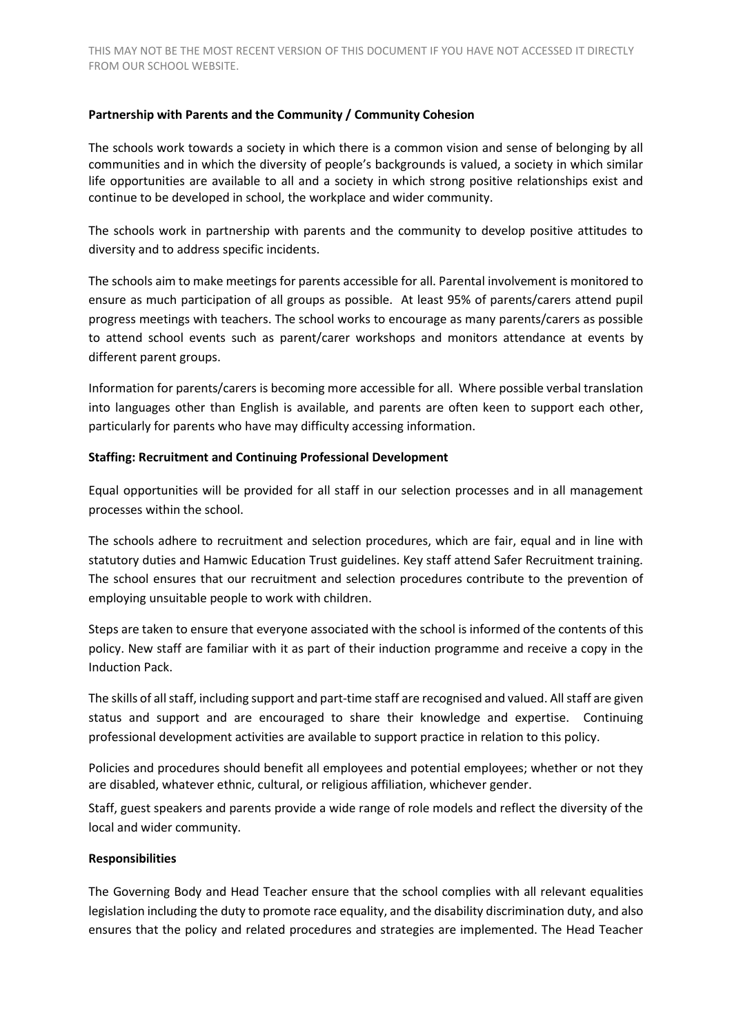**Partnership with Parents and the Community / Community Cohesion**

The schools work towards a society in which there is a common vision and sense of belonging by all communities and in which the diversity of people's backgrounds is valued, a society in which similar life opportunities are available to all and a society in which strong positive relationships exist and continue to be developed in school, the workplace and wider community.

The schools work in partnership with parents and the community to develop positive attitudes to diversity and to address specific incidents.

The schools aim to make meetings for parents accessible for all. Parental involvement is monitored to ensure as much participation of all groups as possible. At least 95% of parents/carers attend pupil progress meetings with teachers. The school works to encourage as many parents/carers as possible to attend school events such as parent/carer workshops and monitors attendance at events by different parent groups.

Information for parents/carers is becoming more accessible for all. Where possible verbal translation into languages other than English is available, and parents are often keen to support each other, particularly for parents who have may difficulty accessing information.

**Staffing: Recruitment and Continuing Professional Development**

Equal opportunities will be provided for all staff in our selection processes and in all management processes within the school.

The schools adhere to recruitment and selection procedures, which are fair, equal and in line with statutory duties and Hamwic Education Trust guidelines. Key staff attend Safer Recruitment training. The school ensures that our recruitment and selection procedures contribute to the prevention of employing unsuitable people to work with children.

Steps are taken to ensure that everyone associated with the school is informed of the contents of this policy. New staff are familiar with it as part of their induction programme and receive a copy in the Induction Pack.

The skills of all staff, including support and part-time staff are recognised and valued. All staff are given status and support and are encouraged to share their knowledge and expertise. Continuing professional development activities are available to support practice in relation to this policy.

Policies and procedures should benefit all employees and potential employees; whether or not they are disabled, whatever ethnic, cultural, or religious affiliation, whichever gender.

Staff, guest speakers and parents provide a wide range of role models and reflect the diversity of the local and wider community.

**Responsibilities**

The Governing Body and Head Teacher ensure that the school complies with all relevant equalities legislation including the duty to promote race equality, and the disability discrimination duty, and also ensures that the policy and related procedures and strategies are implemented. The Head Teacher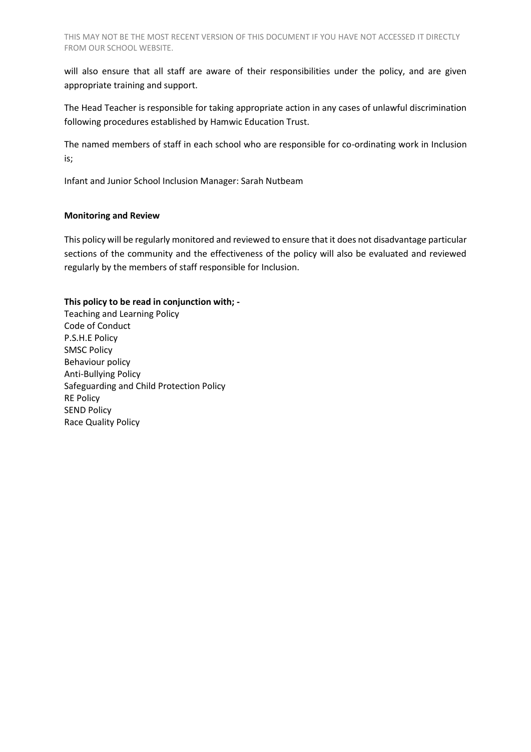will also ensure that all staff are aware of their responsibilities under the policy, and are given appropriate training and support.

The Head Teacher is responsible for taking appropriate action in any cases of unlawful discrimination following procedures established by Hamwic Education Trust.

The named members of staff in each school who are responsible for co-ordinating work in Inclusion is;

Infant and Junior School Inclusion Manager: Sarah Nutbeam

**Monitoring and Review**

This policy will be regularly monitored and reviewed to ensure that it does not disadvantage particular sections of the community and the effectiveness of the policy will also be evaluated and reviewed regularly by the members of staff responsible for Inclusion.

**This policy to be read in conjunction with; -**

Teaching and Learning Policy
Code of Conduct
P.S.H.E Policy
SMSC Policy
Behaviour policy
Anti-Bullying Policy
Safeguarding and Child Protection Policy
RE Policy
SEND Policy
Race Quality Policy